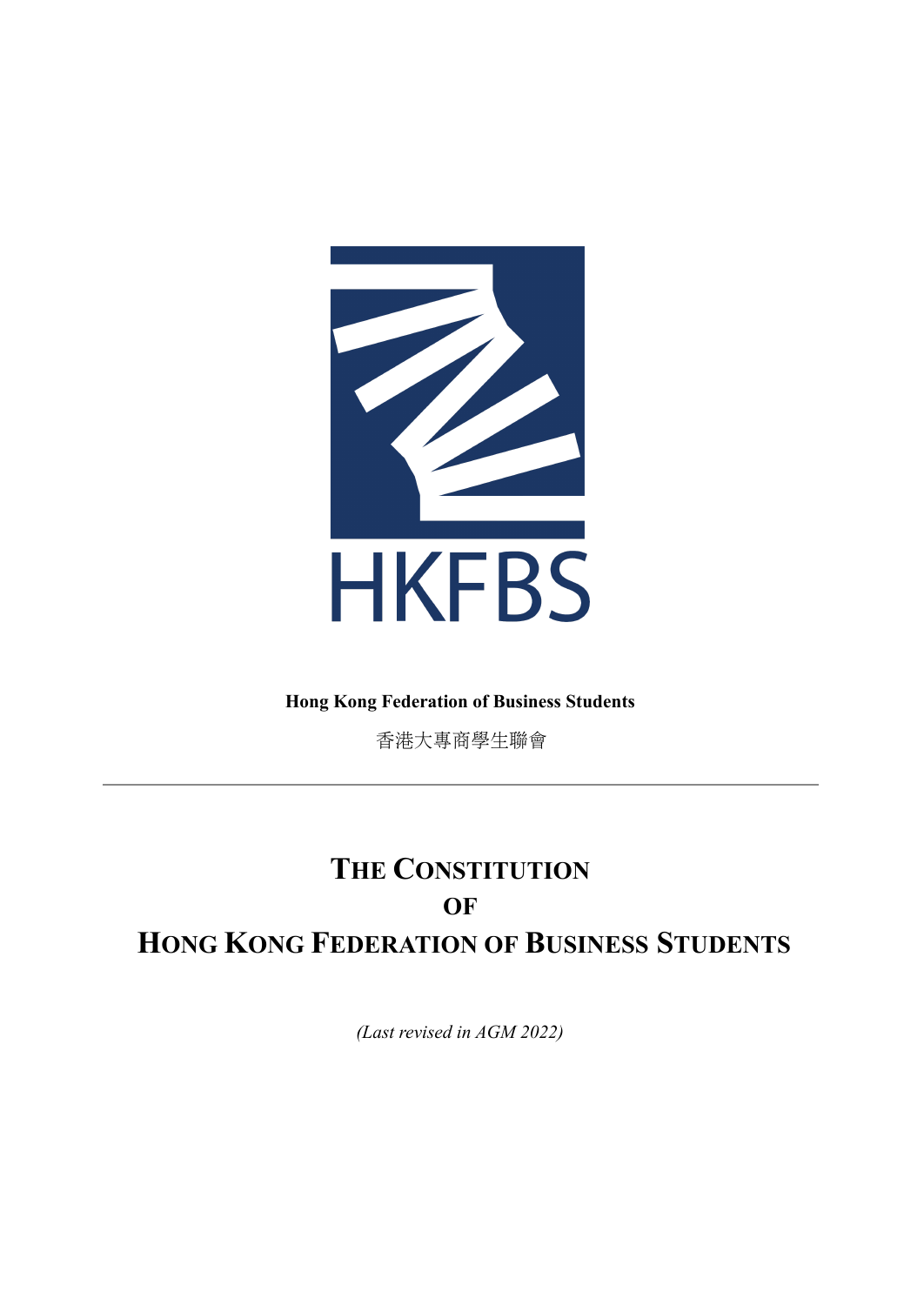HKFBS

**Hong Kong Federation of Business Students**

香港大專商學生聯會

---

# The Constitution of Hong Kong Federation of Business Students

*(Last revised in AGM 2022)*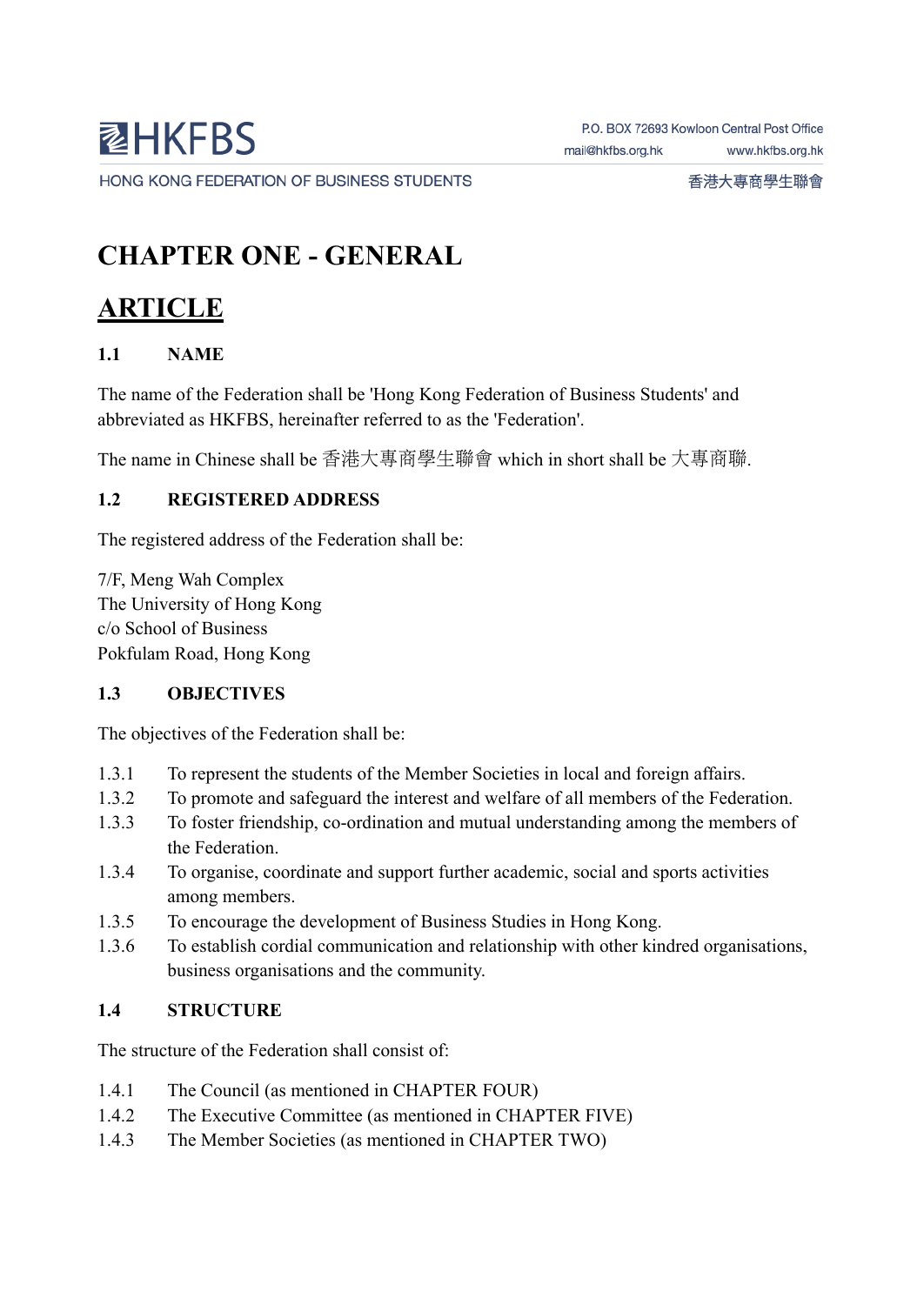# CHAPTER ONE - GENERAL

## ARTICLE

### 1.1 NAME

The name of the Federation shall be 'Hong Kong Federation of Business Students' and abbreviated as HKFBS, hereinafter referred to as the 'Federation'.

The name in Chinese shall be 香港大專商學生聯會 which in short shall be 大專商聯.

### 1.2 REGISTERED ADDRESS

The registered address of the Federation shall be:

7/F, Meng Wah Complex
The University of Hong Kong
c/o School of Business
Pokfulam Road, Hong Kong

### 1.3 OBJECTIVES

The objectives of the Federation shall be:

1.3.1 To represent the students of the Member Societies in local and foreign affairs.
1.3.2 To promote and safeguard the interest and welfare of all members of the Federation.
1.3.3 To foster friendship, co-ordination and mutual understanding among the members of the Federation.
1.3.4 To organise, coordinate and support further academic, social and sports activities among members.
1.3.5 To encourage the development of Business Studies in Hong Kong.
1.3.6 To establish cordial communication and relationship with other kindred organisations, business organisations and the community.

### 1.4 STRUCTURE

The structure of the Federation shall consist of:

1.4.1 The Council (as mentioned in CHAPTER FOUR)
1.4.2 The Executive Committee (as mentioned in CHAPTER FIVE)
1.4.3 The Member Societies (as mentioned in CHAPTER TWO)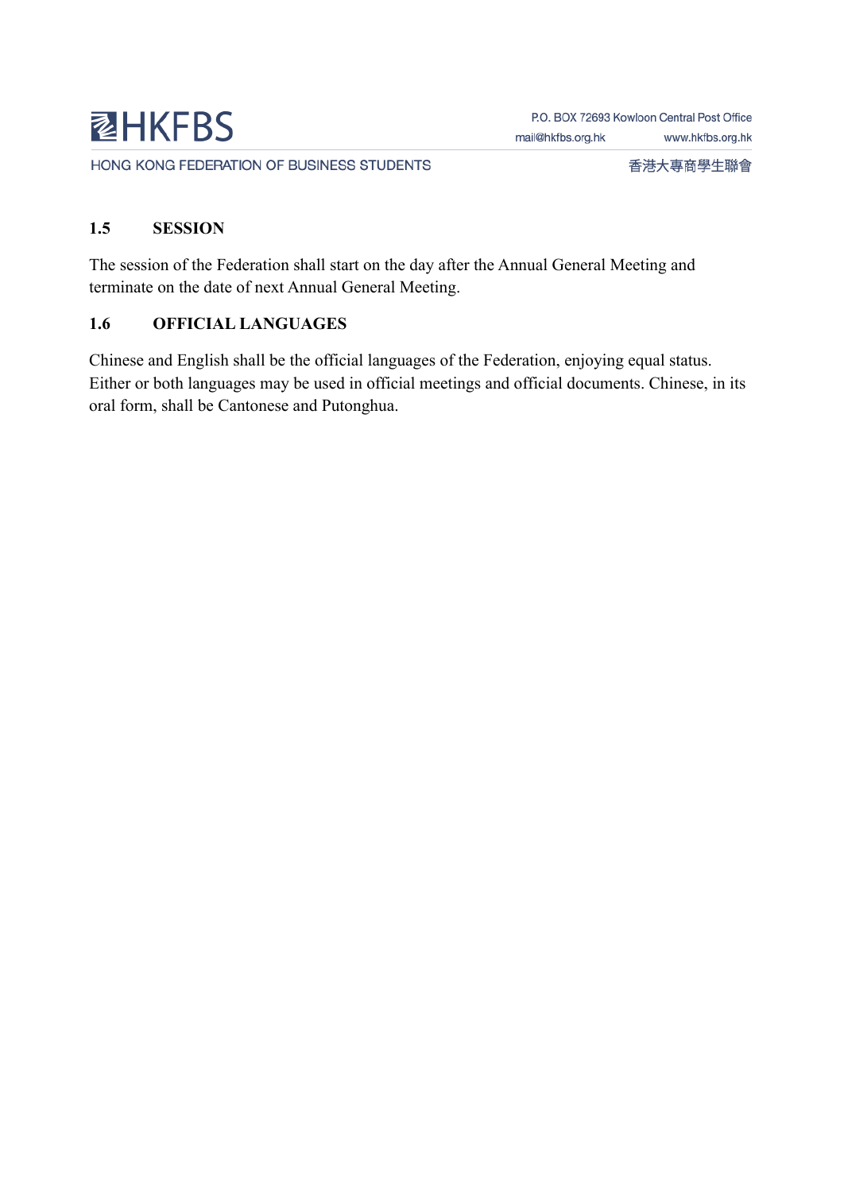### 1.5 SESSION

The session of the Federation shall start on the day after the Annual General Meeting and terminate on the date of next Annual General Meeting.

### 1.6 OFFICIAL LANGUAGES

Chinese and English shall be the official languages of the Federation, enjoying equal status. Either or both languages may be used in official meetings and official documents. Chinese, in its oral form, shall be Cantonese and Putonghua.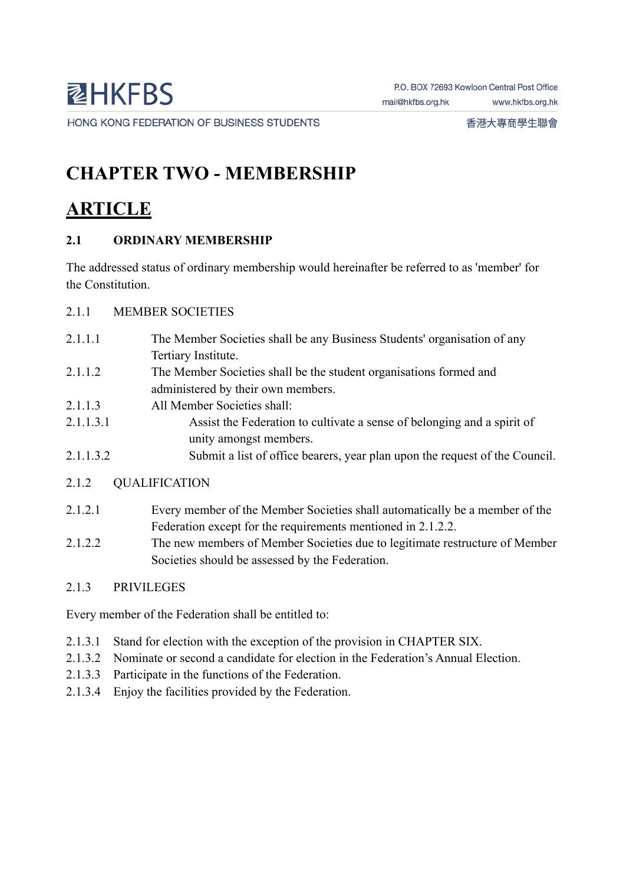# CHAPTER TWO - MEMBERSHIP

## <u>ARTICLE</u>

### 2.1 ORDINARY MEMBERSHIP

The addressed status of ordinary membership would hereinafter be referred to as 'member' for the Constitution.

2.1.1 MEMBER SOCIETIES

2.1.1.1 The Member Societies shall be any Business Students' organisation of any Tertiary Institute.

2.1.1.2 The Member Societies shall be the student organisations formed and administered by their own members.

2.1.1.3 All Member Societies shall:

2.1.1.3.1 Assist the Federation to cultivate a sense of belonging and a spirit of unity amongst members.

2.1.1.3.2 Submit a list of office bearers, year plan upon the request of the Council.

2.1.2 QUALIFICATION

2.1.2.1 Every member of the Member Societies shall automatically be a member of the Federation except for the requirements mentioned in 2.1.2.2.

2.1.2.2 The new members of Member Societies due to legitimate restructure of Member Societies should be assessed by the Federation.

2.1.3 PRIVILEGES

Every member of the Federation shall be entitled to:

2.1.3.1 Stand for election with the exception of the provision in CHAPTER SIX.

2.1.3.2 Nominate or second a candidate for election in the Federation's Annual Election.

2.1.3.3 Participate in the functions of the Federation.

2.1.3.4 Enjoy the facilities provided by the Federation.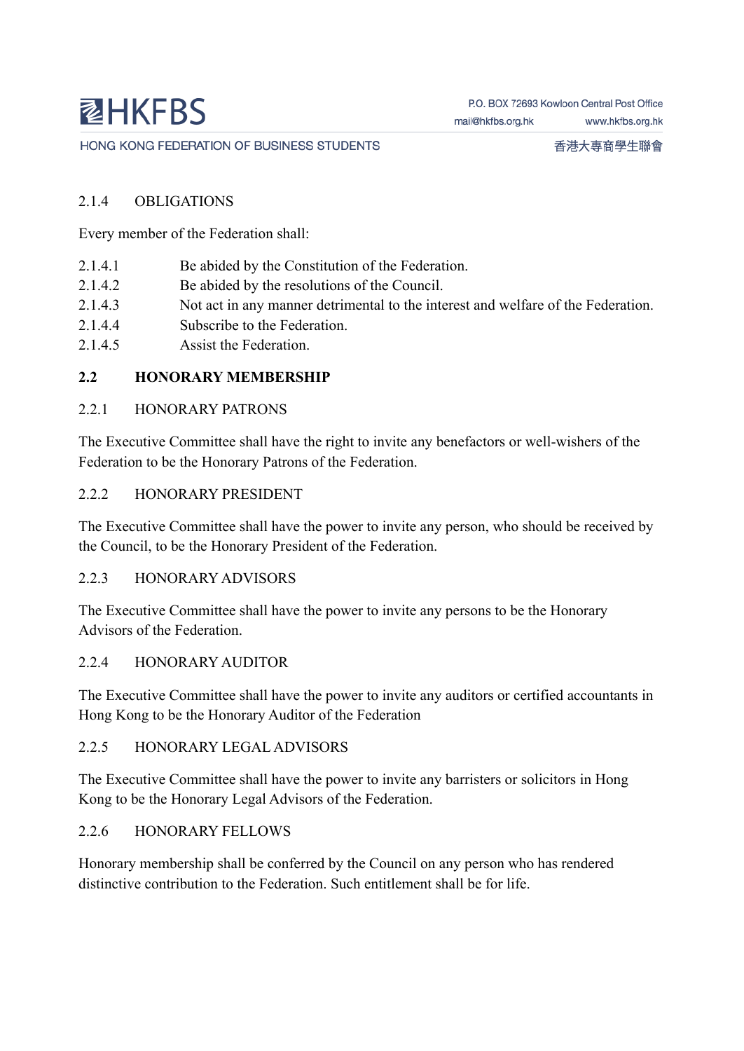2.1.4 OBLIGATIONS

Every member of the Federation shall:

2.1.4.1 Be abided by the Constitution of the Federation.
2.1.4.2 Be abided by the resolutions of the Council.
2.1.4.3 Not act in any manner detrimental to the interest and welfare of the Federation.
2.1.4.4 Subscribe to the Federation.
2.1.4.5 Assist the Federation.

**2.2 HONORARY MEMBERSHIP**

2.2.1 HONORARY PATRONS

The Executive Committee shall have the right to invite any benefactors or well-wishers of the Federation to be the Honorary Patrons of the Federation.

2.2.2 HONORARY PRESIDENT

The Executive Committee shall have the power to invite any person, who should be received by the Council, to be the Honorary President of the Federation.

2.2.3 HONORARY ADVISORS

The Executive Committee shall have the power to invite any persons to be the Honorary Advisors of the Federation.

2.2.4 HONORARY AUDITOR

The Executive Committee shall have the power to invite any auditors or certified accountants in Hong Kong to be the Honorary Auditor of the Federation

2.2.5 HONORARY LEGAL ADVISORS

The Executive Committee shall have the power to invite any barristers or solicitors in Hong Kong to be the Honorary Legal Advisors of the Federation.

2.2.6 HONORARY FELLOWS

Honorary membership shall be conferred by the Council on any person who has rendered distinctive contribution to the Federation. Such entitlement shall be for life.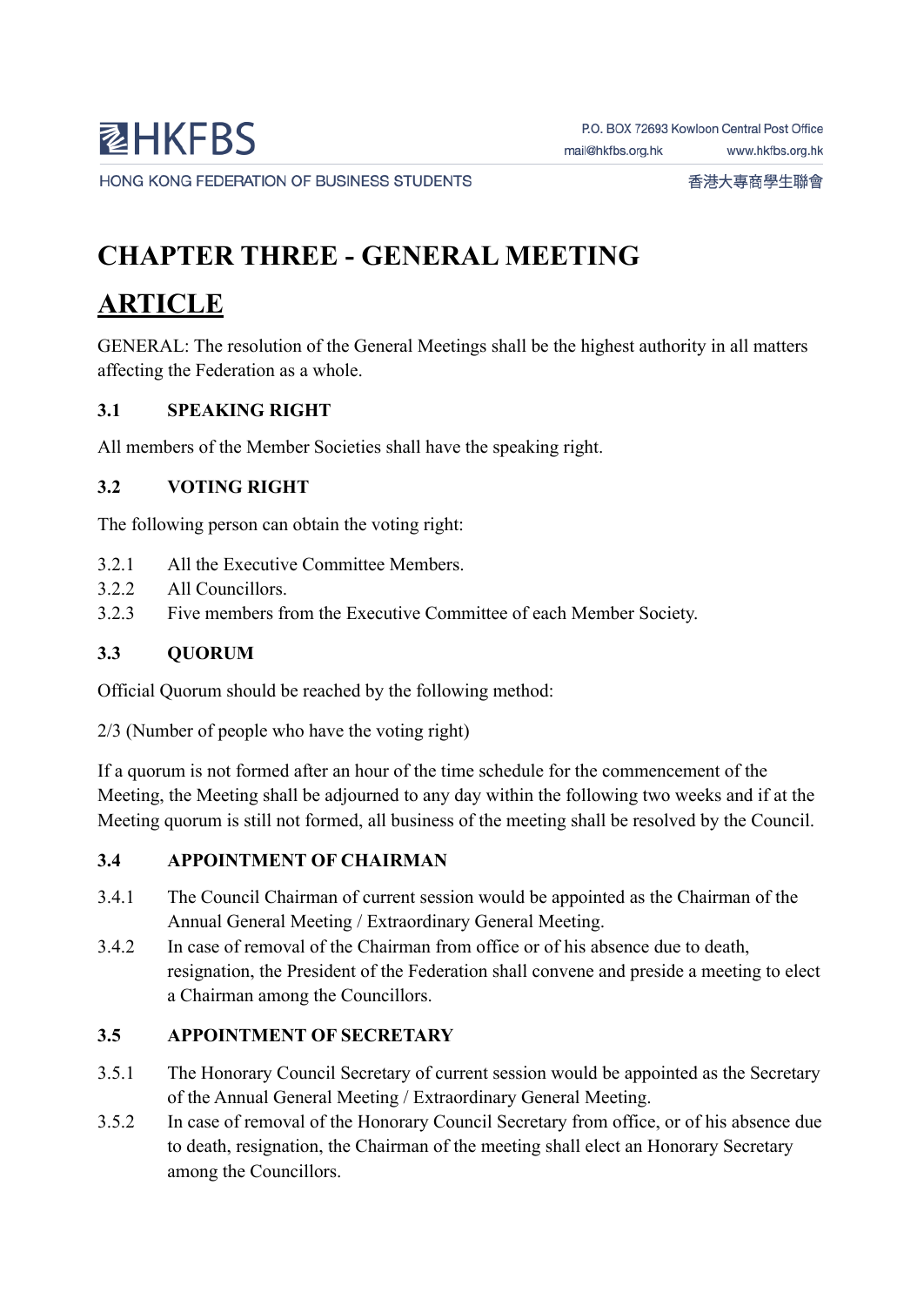# CHAPTER THREE - GENERAL MEETING

## ARTICLE

GENERAL: The resolution of the General Meetings shall be the highest authority in all matters affecting the Federation as a whole.

### 3.1 SPEAKING RIGHT

All members of the Member Societies shall have the speaking right.

### 3.2 VOTING RIGHT

The following person can obtain the voting right:

3.2.1 All the Executive Committee Members.

3.2.2 All Councillors.

3.2.3 Five members from the Executive Committee of each Member Society.

### 3.3 QUORUM

Official Quorum should be reached by the following method:

2/3 (Number of people who have the voting right)

If a quorum is not formed after an hour of the time schedule for the commencement of the Meeting, the Meeting shall be adjourned to any day within the following two weeks and if at the Meeting quorum is still not formed, all business of the meeting shall be resolved by the Council.

### 3.4 APPOINTMENT OF CHAIRMAN

3.4.1 The Council Chairman of current session would be appointed as the Chairman of the Annual General Meeting / Extraordinary General Meeting.

3.4.2 In case of removal of the Chairman from office or of his absence due to death, resignation, the President of the Federation shall convene and preside a meeting to elect a Chairman among the Councillors.

### 3.5 APPOINTMENT OF SECRETARY

3.5.1 The Honorary Council Secretary of current session would be appointed as the Secretary of the Annual General Meeting / Extraordinary General Meeting.

3.5.2 In case of removal of the Honorary Council Secretary from office, or of his absence due to death, resignation, the Chairman of the meeting shall elect an Honorary Secretary among the Councillors.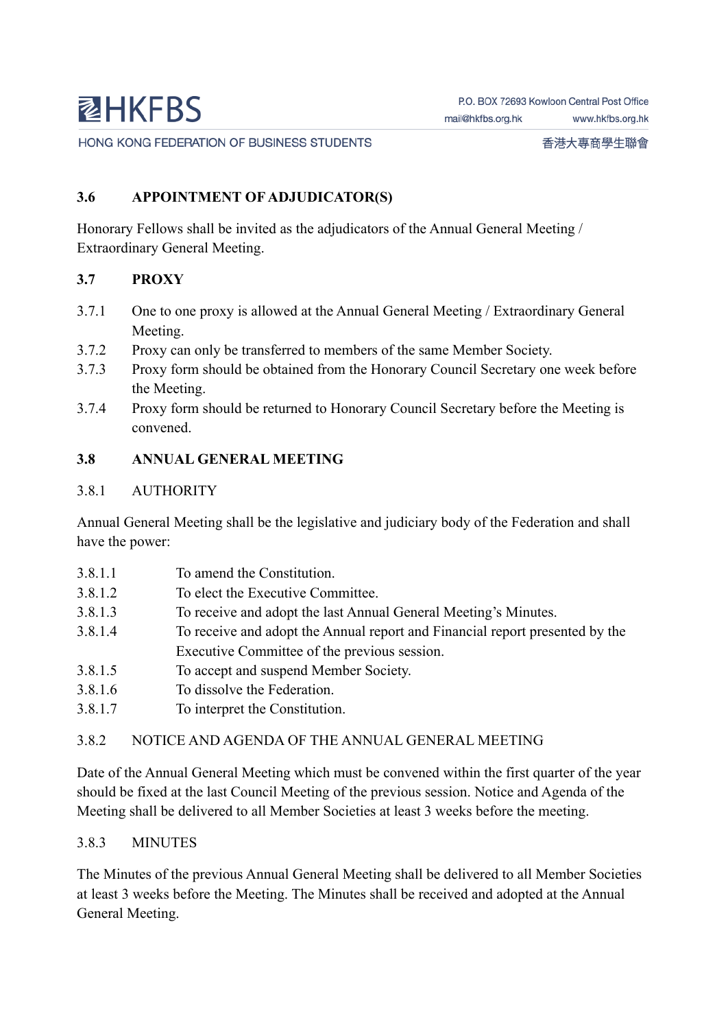### 3.6 APPOINTMENT OF ADJUDICATOR(S)

Honorary Fellows shall be invited as the adjudicators of the Annual General Meeting / Extraordinary General Meeting.

### 3.7 PROXY

3.7.1 One to one proxy is allowed at the Annual General Meeting / Extraordinary General Meeting.

3.7.2 Proxy can only be transferred to members of the same Member Society.

3.7.3 Proxy form should be obtained from the Honorary Council Secretary one week before the Meeting.

3.7.4 Proxy form should be returned to Honorary Council Secretary before the Meeting is convened.

### 3.8 ANNUAL GENERAL MEETING

3.8.1 AUTHORITY

Annual General Meeting shall be the legislative and judiciary body of the Federation and shall have the power:

3.8.1.1 To amend the Constitution.

3.8.1.2 To elect the Executive Committee.

3.8.1.3 To receive and adopt the last Annual General Meeting's Minutes.

3.8.1.4 To receive and adopt the Annual report and Financial report presented by the Executive Committee of the previous session.

3.8.1.5 To accept and suspend Member Society.

3.8.1.6 To dissolve the Federation.

3.8.1.7 To interpret the Constitution.

3.8.2 NOTICE AND AGENDA OF THE ANNUAL GENERAL MEETING

Date of the Annual General Meeting which must be convened within the first quarter of the year should be fixed at the last Council Meeting of the previous session. Notice and Agenda of the Meeting shall be delivered to all Member Societies at least 3 weeks before the meeting.

3.8.3 MINUTES

The Minutes of the previous Annual General Meeting shall be delivered to all Member Societies at least 3 weeks before the Meeting. The Minutes shall be received and adopted at the Annual General Meeting.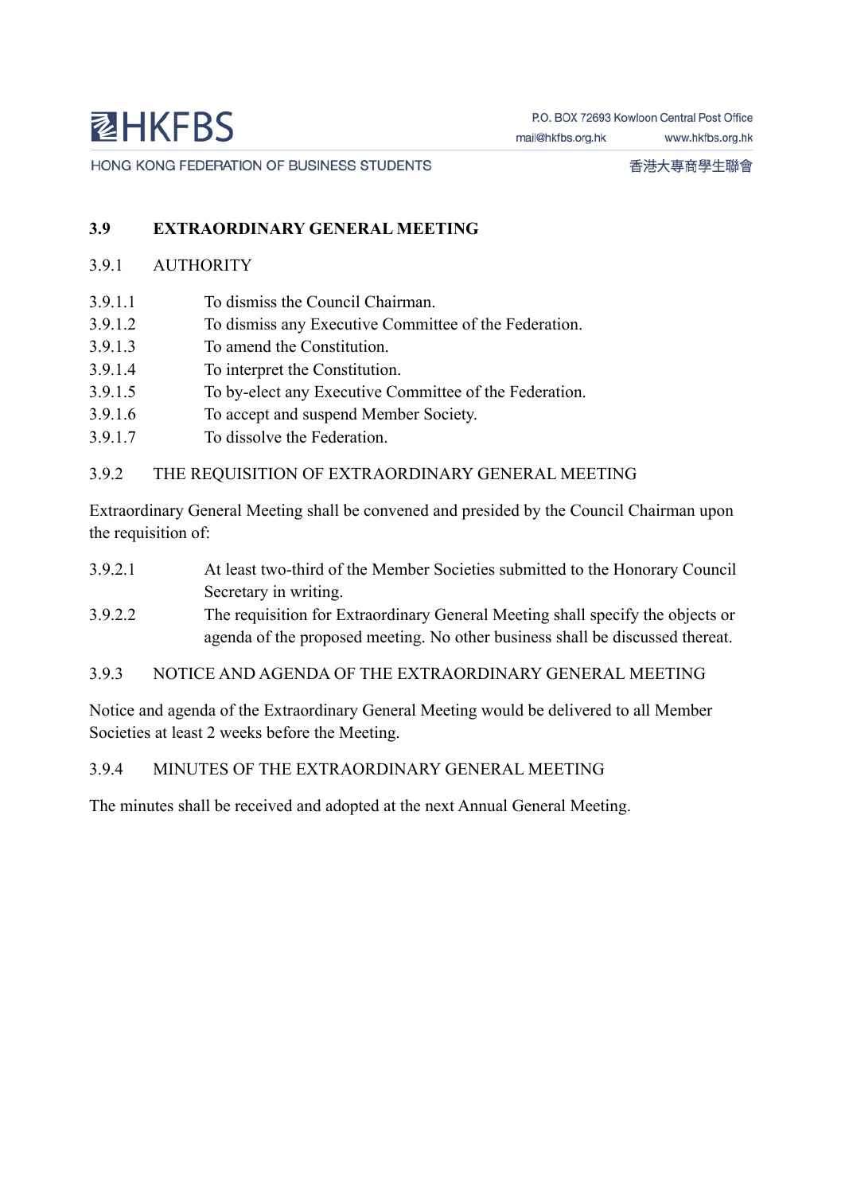## 3.9 EXTRAORDINARY GENERAL MEETING

### 3.9.1 AUTHORITY

3.9.1.1 To dismiss the Council Chairman.

3.9.1.2 To dismiss any Executive Committee of the Federation.

3.9.1.3 To amend the Constitution.

3.9.1.4 To interpret the Constitution.

3.9.1.5 To by-elect any Executive Committee of the Federation.

3.9.1.6 To accept and suspend Member Society.

3.9.1.7 To dissolve the Federation.

### 3.9.2 THE REQUISITION OF EXTRAORDINARY GENERAL MEETING

Extraordinary General Meeting shall be convened and presided by the Council Chairman upon the requisition of:

3.9.2.1 At least two-third of the Member Societies submitted to the Honorary Council Secretary in writing.

3.9.2.2 The requisition for Extraordinary General Meeting shall specify the objects or agenda of the proposed meeting. No other business shall be discussed thereat.

### 3.9.3 NOTICE AND AGENDA OF THE EXTRAORDINARY GENERAL MEETING

Notice and agenda of the Extraordinary General Meeting would be delivered to all Member Societies at least 2 weeks before the Meeting.

### 3.9.4 MINUTES OF THE EXTRAORDINARY GENERAL MEETING

The minutes shall be received and adopted at the next Annual General Meeting.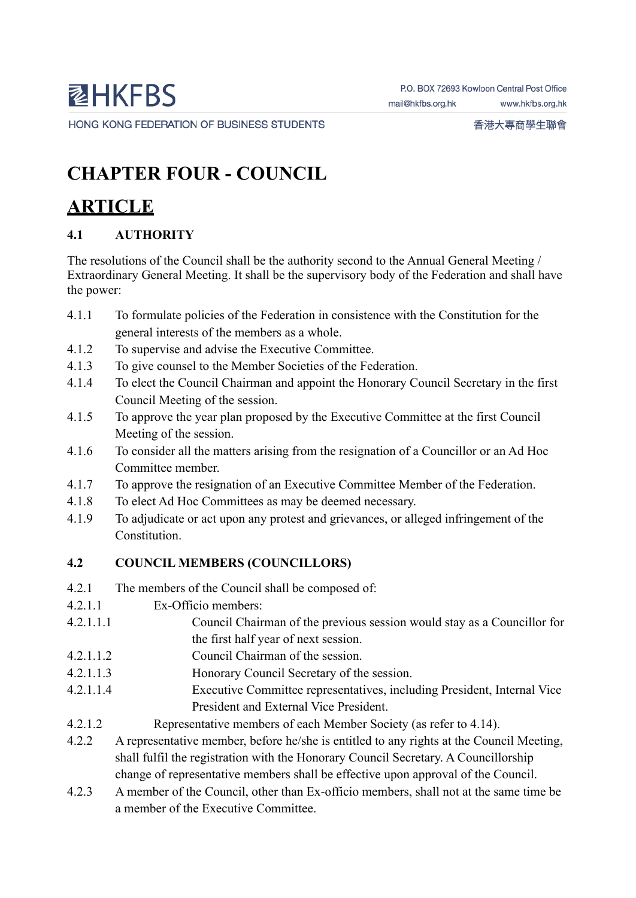# CHAPTER FOUR - COUNCIL

## ARTICLE

### 4.1 AUTHORITY

The resolutions of the Council shall be the authority second to the Annual General Meeting / Extraordinary General Meeting. It shall be the supervisory body of the Federation and shall have the power:

4.1.1 To formulate policies of the Federation in consistence with the Constitution for the general interests of the members as a whole.

4.1.2 To supervise and advise the Executive Committee.

4.1.3 To give counsel to the Member Societies of the Federation.

4.1.4 To elect the Council Chairman and appoint the Honorary Council Secretary in the first Council Meeting of the session.

4.1.5 To approve the year plan proposed by the Executive Committee at the first Council Meeting of the session.

4.1.6 To consider all the matters arising from the resignation of a Councillor or an Ad Hoc Committee member.

4.1.7 To approve the resignation of an Executive Committee Member of the Federation.

4.1.8 To elect Ad Hoc Committees as may be deemed necessary.

4.1.9 To adjudicate or act upon any protest and grievances, or alleged infringement of the Constitution.

### 4.2 COUNCIL MEMBERS (COUNCILLORS)

4.2.1 The members of the Council shall be composed of:

4.2.1.1 Ex-Officio members:

4.2.1.1.1 Council Chairman of the previous session would stay as a Councillor for the first half year of next session.

4.2.1.1.2 Council Chairman of the session.

4.2.1.1.3 Honorary Council Secretary of the session.

4.2.1.1.4 Executive Committee representatives, including President, Internal Vice President and External Vice President.

4.2.1.2 Representative members of each Member Society (as refer to 4.14).

4.2.2 A representative member, before he/she is entitled to any rights at the Council Meeting, shall fulfil the registration with the Honorary Council Secretary. A Councillorship change of representative members shall be effective upon approval of the Council.

4.2.3 A member of the Council, other than Ex-officio members, shall not at the same time be a member of the Executive Committee.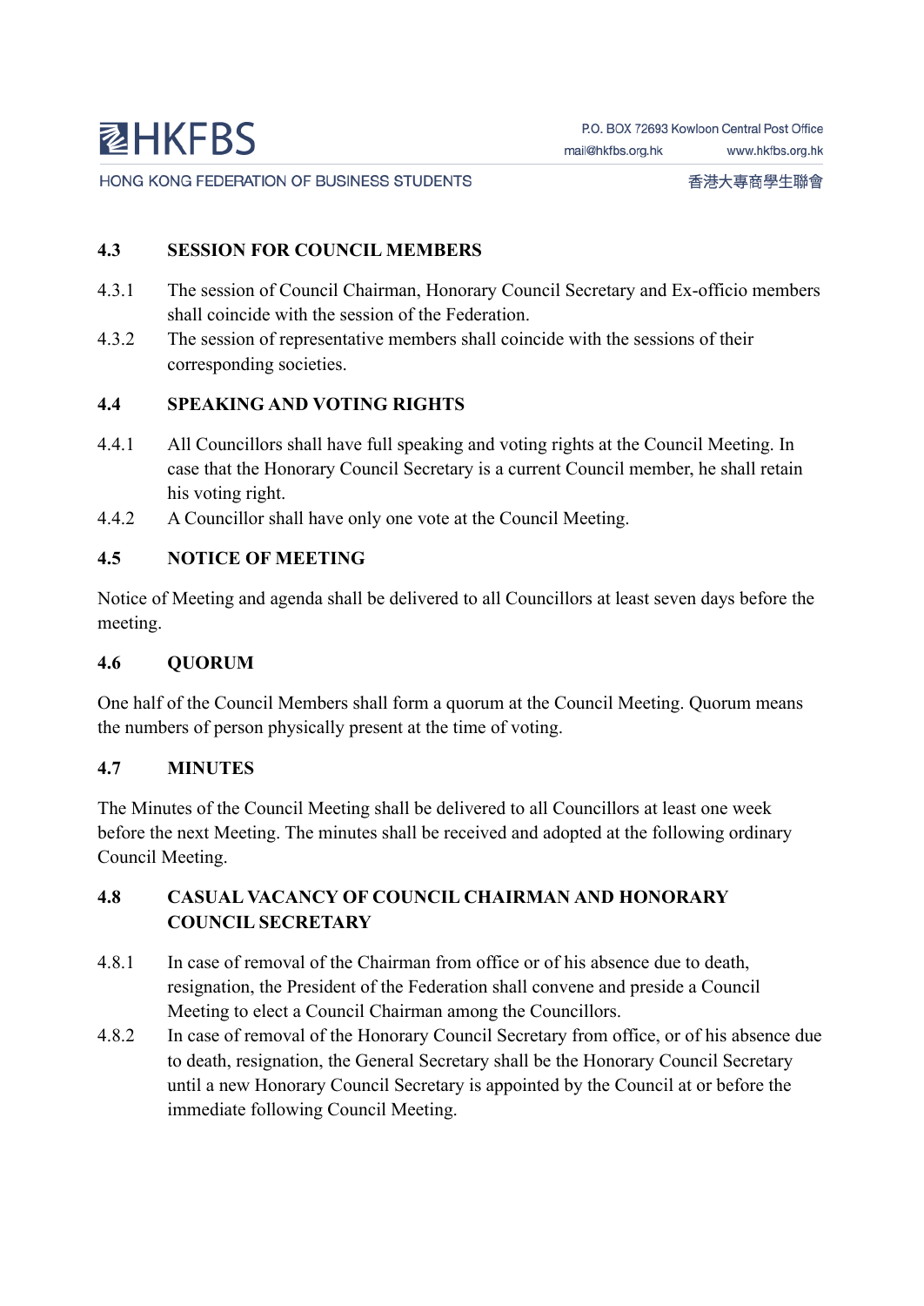## 4.3 SESSION FOR COUNCIL MEMBERS

4.3.1 The session of Council Chairman, Honorary Council Secretary and Ex-officio members shall coincide with the session of the Federation.

4.3.2 The session of representative members shall coincide with the sessions of their corresponding societies.

## 4.4 SPEAKING AND VOTING RIGHTS

4.4.1 All Councillors shall have full speaking and voting rights at the Council Meeting. In case that the Honorary Council Secretary is a current Council member, he shall retain his voting right.

4.4.2 A Councillor shall have only one vote at the Council Meeting.

## 4.5 NOTICE OF MEETING

Notice of Meeting and agenda shall be delivered to all Councillors at least seven days before the meeting.

## 4.6 QUORUM

One half of the Council Members shall form a quorum at the Council Meeting. Quorum means the numbers of person physically present at the time of voting.

## 4.7 MINUTES

The Minutes of the Council Meeting shall be delivered to all Councillors at least one week before the next Meeting. The minutes shall be received and adopted at the following ordinary Council Meeting.

## 4.8 CASUAL VACANCY OF COUNCIL CHAIRMAN AND HONORARY COUNCIL SECRETARY

4.8.1 In case of removal of the Chairman from office or of his absence due to death, resignation, the President of the Federation shall convene and preside a Council Meeting to elect a Council Chairman among the Councillors.

4.8.2 In case of removal of the Honorary Council Secretary from office, or of his absence due to death, resignation, the General Secretary shall be the Honorary Council Secretary until a new Honorary Council Secretary is appointed by the Council at or before the immediate following Council Meeting.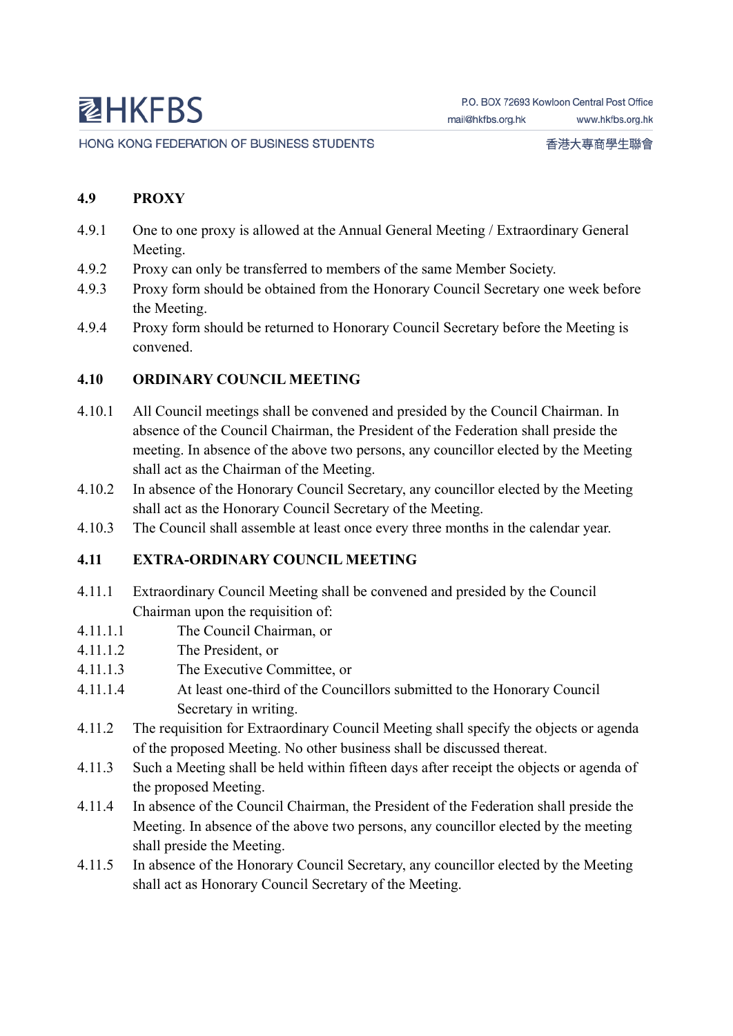### 4.9 PROXY

4.9.1 One to one proxy is allowed at the Annual General Meeting / Extraordinary General Meeting.

4.9.2 Proxy can only be transferred to members of the same Member Society.

4.9.3 Proxy form should be obtained from the Honorary Council Secretary one week before the Meeting.

4.9.4 Proxy form should be returned to Honorary Council Secretary before the Meeting is convened.

### 4.10 ORDINARY COUNCIL MEETING

4.10.1 All Council meetings shall be convened and presided by the Council Chairman. In absence of the Council Chairman, the President of the Federation shall preside the meeting. In absence of the above two persons, any councillor elected by the Meeting shall act as the Chairman of the Meeting.

4.10.2 In absence of the Honorary Council Secretary, any councillor elected by the Meeting shall act as the Honorary Council Secretary of the Meeting.

4.10.3 The Council shall assemble at least once every three months in the calendar year.

### 4.11 EXTRA-ORDINARY COUNCIL MEETING

4.11.1 Extraordinary Council Meeting shall be convened and presided by the Council Chairman upon the requisition of:

4.11.1.1 The Council Chairman, or

4.11.1.2 The President, or

4.11.1.3 The Executive Committee, or

4.11.1.4 At least one-third of the Councillors submitted to the Honorary Council Secretary in writing.

4.11.2 The requisition for Extraordinary Council Meeting shall specify the objects or agenda of the proposed Meeting. No other business shall be discussed thereat.

4.11.3 Such a Meeting shall be held within fifteen days after receipt the objects or agenda of the proposed Meeting.

4.11.4 In absence of the Council Chairman, the President of the Federation shall preside the Meeting. In absence of the above two persons, any councillor elected by the meeting shall preside the Meeting.

4.11.5 In absence of the Honorary Council Secretary, any councillor elected by the Meeting shall act as Honorary Council Secretary of the Meeting.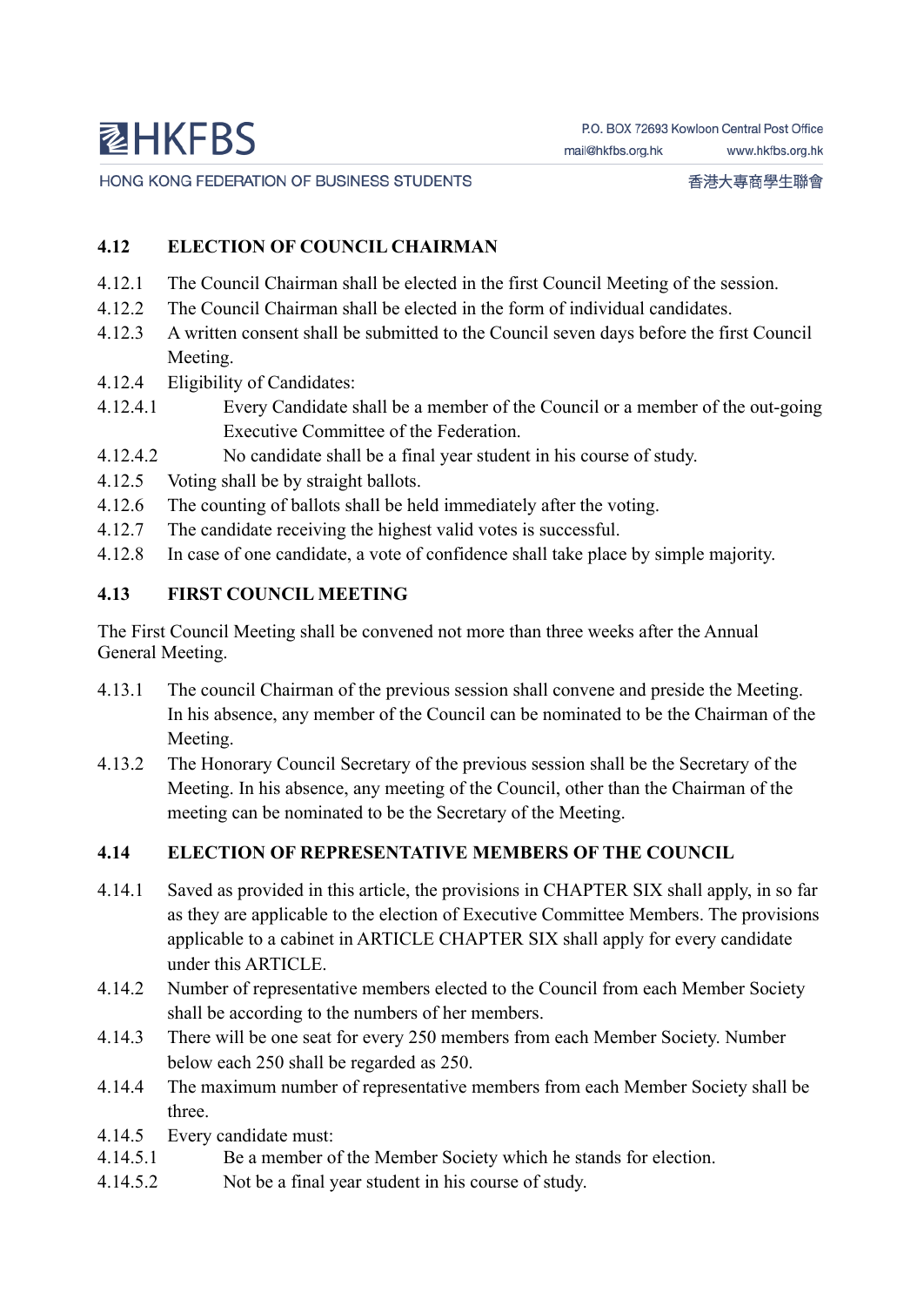## 4.12 ELECTION OF COUNCIL CHAIRMAN

4.12.1 The Council Chairman shall be elected in the first Council Meeting of the session.

4.12.2 The Council Chairman shall be elected in the form of individual candidates.

4.12.3 A written consent shall be submitted to the Council seven days before the first Council Meeting.

4.12.4 Eligibility of Candidates:

4.12.4.1 Every Candidate shall be a member of the Council or a member of the out-going Executive Committee of the Federation.

4.12.4.2 No candidate shall be a final year student in his course of study.

4.12.5 Voting shall be by straight ballots.

4.12.6 The counting of ballots shall be held immediately after the voting.

4.12.7 The candidate receiving the highest valid votes is successful.

4.12.8 In case of one candidate, a vote of confidence shall take place by simple majority.

## 4.13 FIRST COUNCIL MEETING

The First Council Meeting shall be convened not more than three weeks after the Annual General Meeting.

4.13.1 The council Chairman of the previous session shall convene and preside the Meeting. In his absence, any member of the Council can be nominated to be the Chairman of the Meeting.

4.13.2 The Honorary Council Secretary of the previous session shall be the Secretary of the Meeting. In his absence, any meeting of the Council, other than the Chairman of the meeting can be nominated to be the Secretary of the Meeting.

## 4.14 ELECTION OF REPRESENTATIVE MEMBERS OF THE COUNCIL

4.14.1 Saved as provided in this article, the provisions in CHAPTER SIX shall apply, in so far as they are applicable to the election of Executive Committee Members. The provisions applicable to a cabinet in ARTICLE CHAPTER SIX shall apply for every candidate under this ARTICLE.

4.14.2 Number of representative members elected to the Council from each Member Society shall be according to the numbers of her members.

4.14.3 There will be one seat for every 250 members from each Member Society. Number below each 250 shall be regarded as 250.

4.14.4 The maximum number of representative members from each Member Society shall be three.

4.14.5 Every candidate must:

4.14.5.1 Be a member of the Member Society which he stands for election.

4.14.5.2 Not be a final year student in his course of study.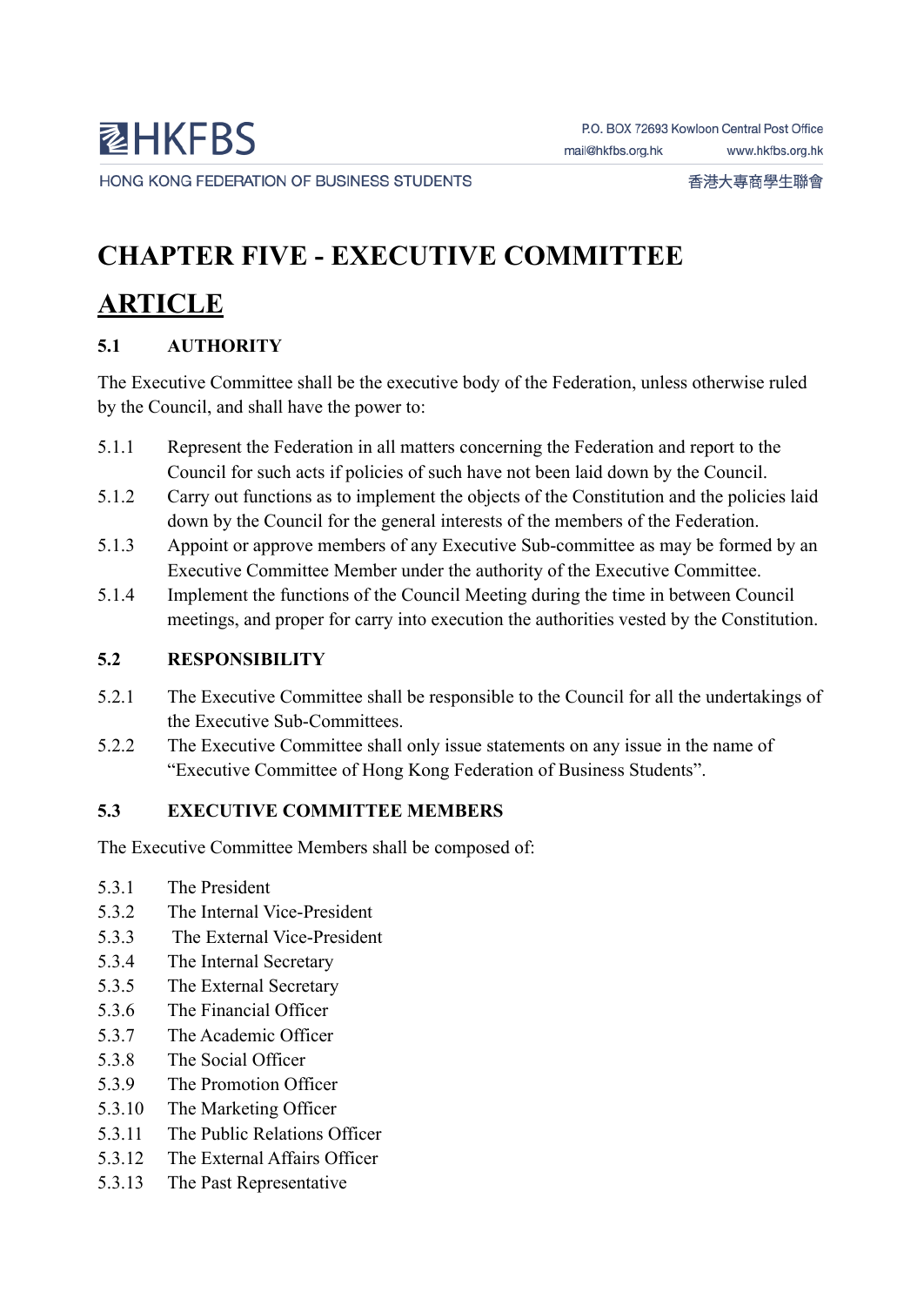# CHAPTER FIVE - EXECUTIVE COMMITTEE

## ARTICLE

### 5.1 AUTHORITY

The Executive Committee shall be the executive body of the Federation, unless otherwise ruled by the Council, and shall have the power to:

5.1.1 Represent the Federation in all matters concerning the Federation and report to the Council for such acts if policies of such have not been laid down by the Council.

5.1.2 Carry out functions as to implement the objects of the Constitution and the policies laid down by the Council for the general interests of the members of the Federation.

5.1.3 Appoint or approve members of any Executive Sub-committee as may be formed by an Executive Committee Member under the authority of the Executive Committee.

5.1.4 Implement the functions of the Council Meeting during the time in between Council meetings, and proper for carry into execution the authorities vested by the Constitution.

### 5.2 RESPONSIBILITY

5.2.1 The Executive Committee shall be responsible to the Council for all the undertakings of the Executive Sub-Committees.

5.2.2 The Executive Committee shall only issue statements on any issue in the name of "Executive Committee of Hong Kong Federation of Business Students".

### 5.3 EXECUTIVE COMMITTEE MEMBERS

The Executive Committee Members shall be composed of:

5.3.1 The President

5.3.2 The Internal Vice-President

5.3.3 The External Vice-President

5.3.4 The Internal Secretary

5.3.5 The External Secretary

5.3.6 The Financial Officer

5.3.7 The Academic Officer

5.3.8 The Social Officer

5.3.9 The Promotion Officer

5.3.10 The Marketing Officer

5.3.11 The Public Relations Officer

5.3.12 The External Affairs Officer

5.3.13 The Past Representative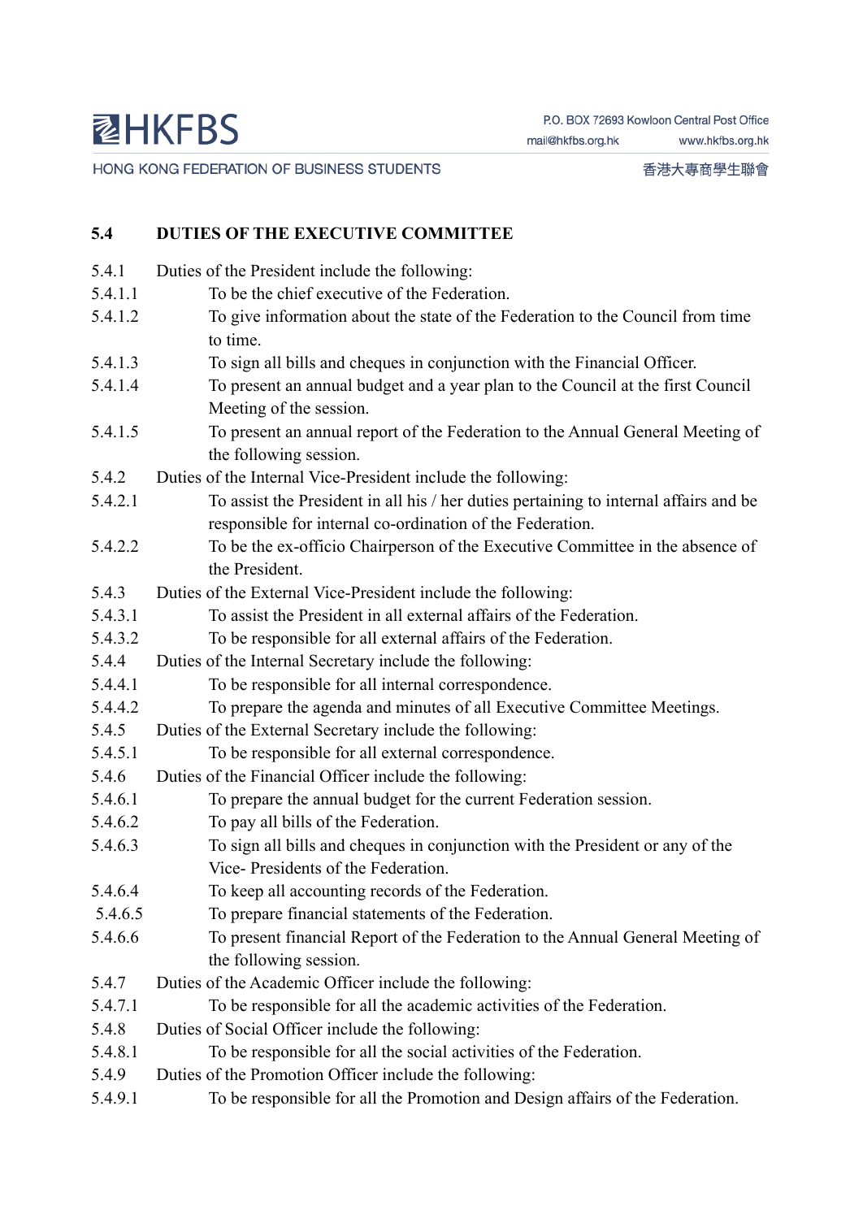## 5.4 DUTIES OF THE EXECUTIVE COMMITTEE

5.4.1 Duties of the President include the following:

5.4.1.1 To be the chief executive of the Federation.

5.4.1.2 To give information about the state of the Federation to the Council from time to time.

5.4.1.3 To sign all bills and cheques in conjunction with the Financial Officer.

5.4.1.4 To present an annual budget and a year plan to the Council at the first Council Meeting of the session.

5.4.1.5 To present an annual report of the Federation to the Annual General Meeting of the following session.

5.4.2 Duties of the Internal Vice-President include the following:

5.4.2.1 To assist the President in all his / her duties pertaining to internal affairs and be responsible for internal co-ordination of the Federation.

5.4.2.2 To be the ex-officio Chairperson of the Executive Committee in the absence of the President.

5.4.3 Duties of the External Vice-President include the following:

5.4.3.1 To assist the President in all external affairs of the Federation.

5.4.3.2 To be responsible for all external affairs of the Federation.

5.4.4 Duties of the Internal Secretary include the following:

5.4.4.1 To be responsible for all internal correspondence.

5.4.4.2 To prepare the agenda and minutes of all Executive Committee Meetings.

5.4.5 Duties of the External Secretary include the following:

5.4.5.1 To be responsible for all external correspondence.

5.4.6 Duties of the Financial Officer include the following:

5.4.6.1 To prepare the annual budget for the current Federation session.

5.4.6.2 To pay all bills of the Federation.

5.4.6.3 To sign all bills and cheques in conjunction with the President or any of the Vice- Presidents of the Federation.

5.4.6.4 To keep all accounting records of the Federation.

5.4.6.5 To prepare financial statements of the Federation.

5.4.6.6 To present financial Report of the Federation to the Annual General Meeting of the following session.

5.4.7 Duties of the Academic Officer include the following:

5.4.7.1 To be responsible for all the academic activities of the Federation.

5.4.8 Duties of Social Officer include the following:

5.4.8.1 To be responsible for all the social activities of the Federation.

5.4.9 Duties of the Promotion Officer include the following:

5.4.9.1 To be responsible for all the Promotion and Design affairs of the Federation.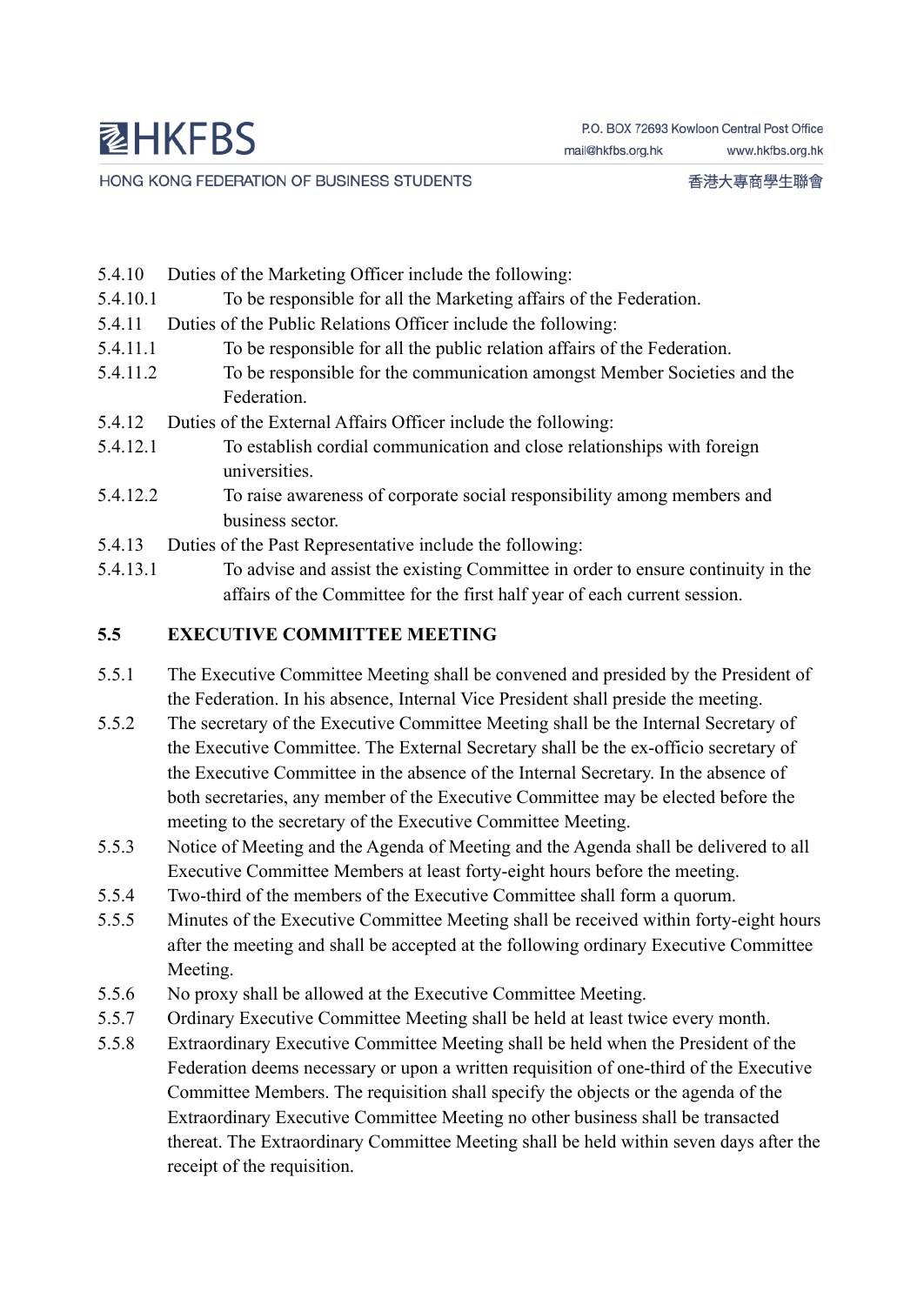5.4.10 Duties of the Marketing Officer include the following:

5.4.10.1 To be responsible for all the Marketing affairs of the Federation.

5.4.11 Duties of the Public Relations Officer include the following:

5.4.11.1 To be responsible for all the public relation affairs of the Federation.

5.4.11.2 To be responsible for the communication amongst Member Societies and the Federation.

5.4.12 Duties of the External Affairs Officer include the following:

5.4.12.1 To establish cordial communication and close relationships with foreign universities.

5.4.12.2 To raise awareness of corporate social responsibility among members and business sector.

5.4.13 Duties of the Past Representative include the following:

5.4.13.1 To advise and assist the existing Committee in order to ensure continuity in the affairs of the Committee for the first half year of each current session.

## 5.5 EXECUTIVE COMMITTEE MEETING

5.5.1 The Executive Committee Meeting shall be convened and presided by the President of the Federation. In his absence, Internal Vice President shall preside the meeting.

5.5.2 The secretary of the Executive Committee Meeting shall be the Internal Secretary of the Executive Committee. The External Secretary shall be the ex-officio secretary of the Executive Committee in the absence of the Internal Secretary. In the absence of both secretaries, any member of the Executive Committee may be elected before the meeting to the secretary of the Executive Committee Meeting.

5.5.3 Notice of Meeting and the Agenda of Meeting and the Agenda shall be delivered to all Executive Committee Members at least forty-eight hours before the meeting.

5.5.4 Two-third of the members of the Executive Committee shall form a quorum.

5.5.5 Minutes of the Executive Committee Meeting shall be received within forty-eight hours after the meeting and shall be accepted at the following ordinary Executive Committee Meeting.

5.5.6 No proxy shall be allowed at the Executive Committee Meeting.

5.5.7 Ordinary Executive Committee Meeting shall be held at least twice every month.

5.5.8 Extraordinary Executive Committee Meeting shall be held when the President of the Federation deems necessary or upon a written requisition of one-third of the Executive Committee Members. The requisition shall specify the objects or the agenda of the Extraordinary Executive Committee Meeting no other business shall be transacted thereat. The Extraordinary Committee Meeting shall be held within seven days after the receipt of the requisition.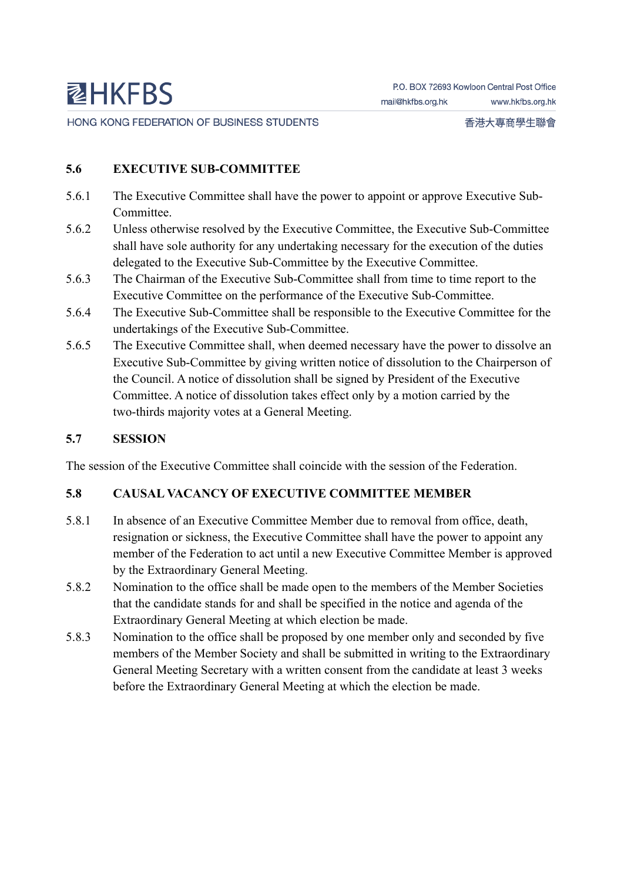### 5.6 EXECUTIVE SUB-COMMITTEE

5.6.1 The Executive Committee shall have the power to appoint or approve Executive Sub-Committee.

5.6.2 Unless otherwise resolved by the Executive Committee, the Executive Sub-Committee shall have sole authority for any undertaking necessary for the execution of the duties delegated to the Executive Sub-Committee by the Executive Committee.

5.6.3 The Chairman of the Executive Sub-Committee shall from time to time report to the Executive Committee on the performance of the Executive Sub-Committee.

5.6.4 The Executive Sub-Committee shall be responsible to the Executive Committee for the undertakings of the Executive Sub-Committee.

5.6.5 The Executive Committee shall, when deemed necessary have the power to dissolve an Executive Sub-Committee by giving written notice of dissolution to the Chairperson of the Council. A notice of dissolution shall be signed by President of the Executive Committee. A notice of dissolution takes effect only by a motion carried by the two-thirds majority votes at a General Meeting.

### 5.7 SESSION

The session of the Executive Committee shall coincide with the session of the Federation.

### 5.8 CAUSAL VACANCY OF EXECUTIVE COMMITTEE MEMBER

5.8.1 In absence of an Executive Committee Member due to removal from office, death, resignation or sickness, the Executive Committee shall have the power to appoint any member of the Federation to act until a new Executive Committee Member is approved by the Extraordinary General Meeting.

5.8.2 Nomination to the office shall be made open to the members of the Member Societies that the candidate stands for and shall be specified in the notice and agenda of the Extraordinary General Meeting at which election be made.

5.8.3 Nomination to the office shall be proposed by one member only and seconded by five members of the Member Society and shall be submitted in writing to the Extraordinary General Meeting Secretary with a written consent from the candidate at least 3 weeks before the Extraordinary General Meeting at which the election be made.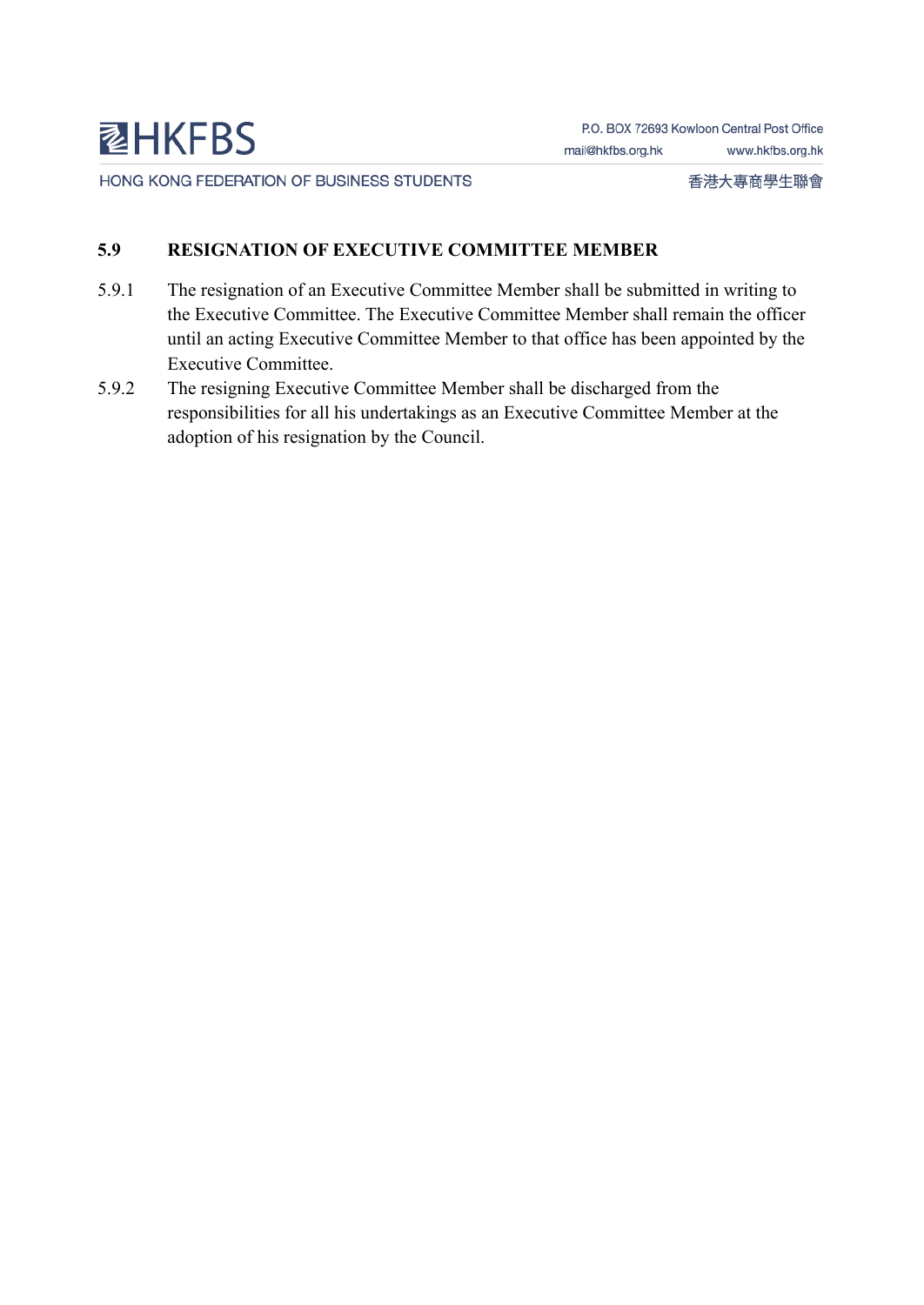## 5.9 RESIGNATION OF EXECUTIVE COMMITTEE MEMBER

5.9.1 The resignation of an Executive Committee Member shall be submitted in writing to the Executive Committee. The Executive Committee Member shall remain the officer until an acting Executive Committee Member to that office has been appointed by the Executive Committee.

5.9.2 The resigning Executive Committee Member shall be discharged from the responsibilities for all his undertakings as an Executive Committee Member at the adoption of his resignation by the Council.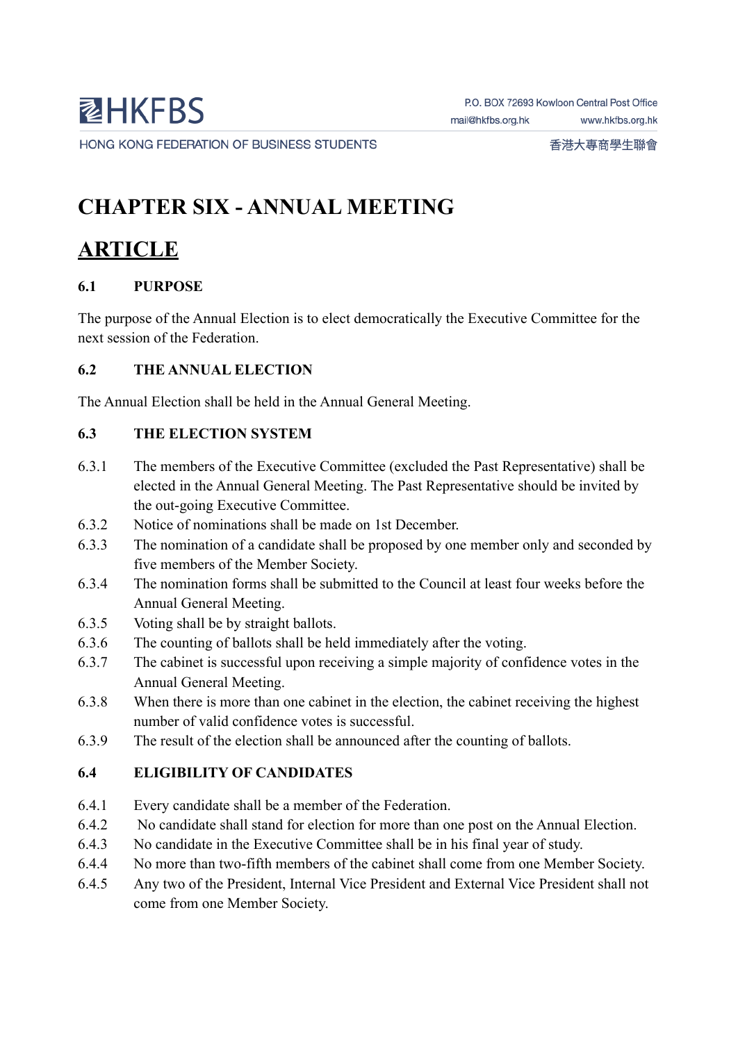# CHAPTER SIX - ANNUAL MEETING

## ARTICLE

### 6.1 PURPOSE

The purpose of the Annual Election is to elect democratically the Executive Committee for the next session of the Federation.

### 6.2 THE ANNUAL ELECTION

The Annual Election shall be held in the Annual General Meeting.

### 6.3 THE ELECTION SYSTEM

6.3.1 The members of the Executive Committee (excluded the Past Representative) shall be elected in the Annual General Meeting. The Past Representative should be invited by the out-going Executive Committee.

6.3.2 Notice of nominations shall be made on 1st December.

6.3.3 The nomination of a candidate shall be proposed by one member only and seconded by five members of the Member Society.

6.3.4 The nomination forms shall be submitted to the Council at least four weeks before the Annual General Meeting.

6.3.5 Voting shall be by straight ballots.

6.3.6 The counting of ballots shall be held immediately after the voting.

6.3.7 The cabinet is successful upon receiving a simple majority of confidence votes in the Annual General Meeting.

6.3.8 When there is more than one cabinet in the election, the cabinet receiving the highest number of valid confidence votes is successful.

6.3.9 The result of the election shall be announced after the counting of ballots.

### 6.4 ELIGIBILITY OF CANDIDATES

6.4.1 Every candidate shall be a member of the Federation.

6.4.2 No candidate shall stand for election for more than one post on the Annual Election.

6.4.3 No candidate in the Executive Committee shall be in his final year of study.

6.4.4 No more than two-fifth members of the cabinet shall come from one Member Society.

6.4.5 Any two of the President, Internal Vice President and External Vice President shall not come from one Member Society.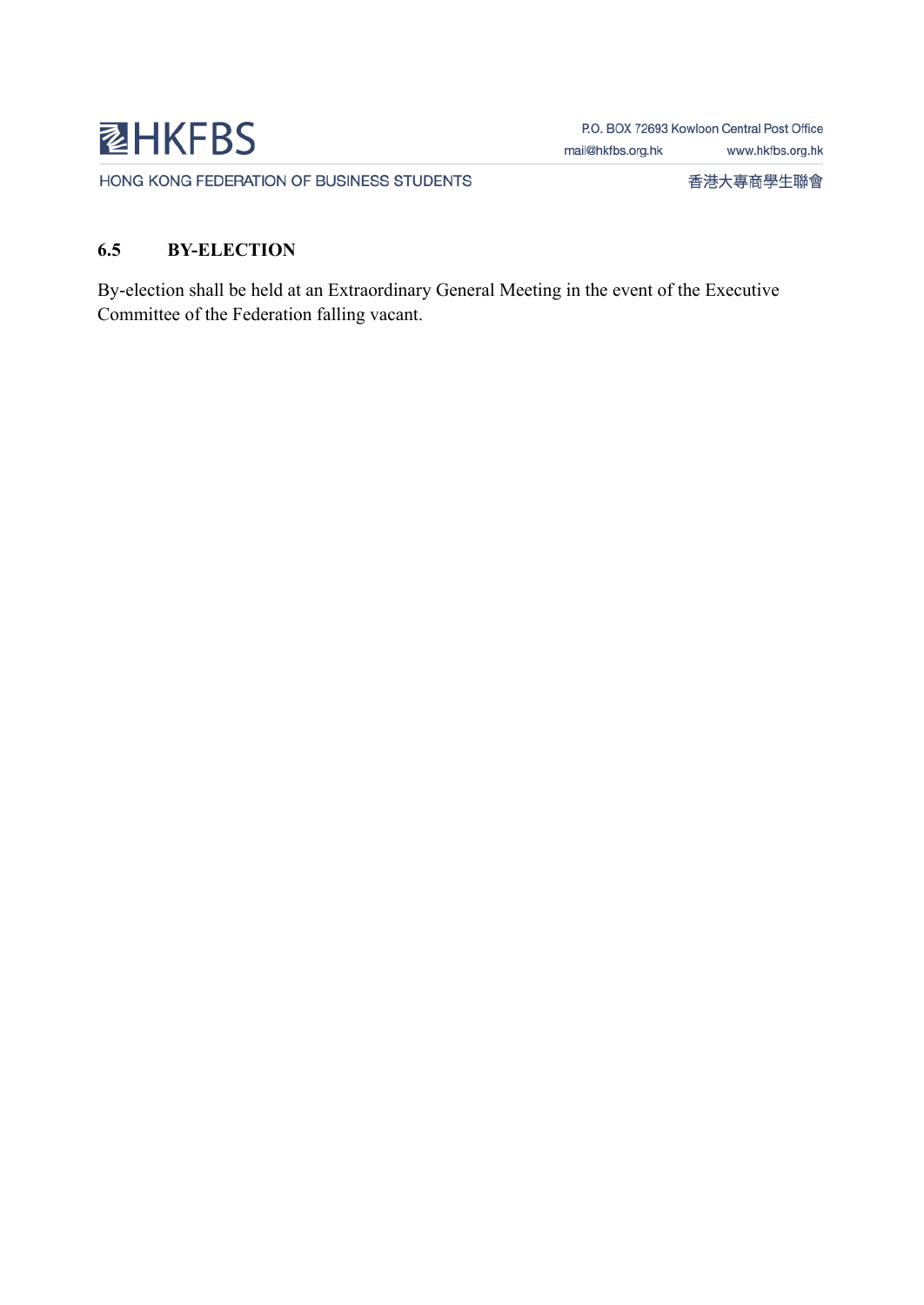### 6.5 BY-ELECTION

By-election shall be held at an Extraordinary General Meeting in the event of the Executive Committee of the Federation falling vacant.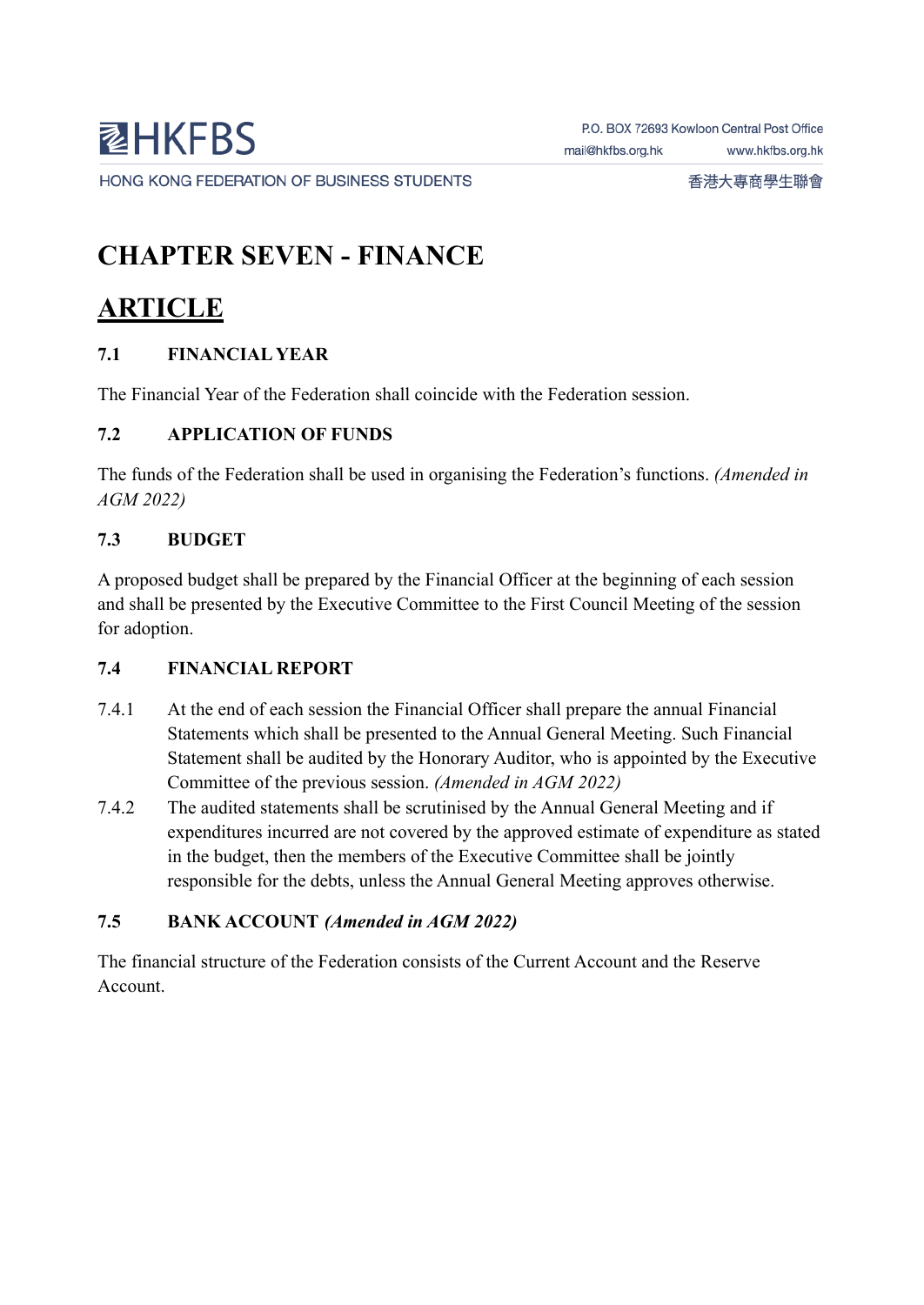# CHAPTER SEVEN - FINANCE

## ARTICLE

### 7.1 FINANCIAL YEAR

The Financial Year of the Federation shall coincide with the Federation session.

### 7.2 APPLICATION OF FUNDS

The funds of the Federation shall be used in organising the Federation's functions. *(Amended in AGM 2022)*

### 7.3 BUDGET

A proposed budget shall be prepared by the Financial Officer at the beginning of each session and shall be presented by the Executive Committee to the First Council Meeting of the session for adoption.

### 7.4 FINANCIAL REPORT

7.4.1 At the end of each session the Financial Officer shall prepare the annual Financial Statements which shall be presented to the Annual General Meeting. Such Financial Statement shall be audited by the Honorary Auditor, who is appointed by the Executive Committee of the previous session. *(Amended in AGM 2022)*

7.4.2 The audited statements shall be scrutinised by the Annual General Meeting and if expenditures incurred are not covered by the approved estimate of expenditure as stated in the budget, then the members of the Executive Committee shall be jointly responsible for the debts, unless the Annual General Meeting approves otherwise.

### 7.5 BANK ACCOUNT *(Amended in AGM 2022)*

The financial structure of the Federation consists of the Current Account and the Reserve Account.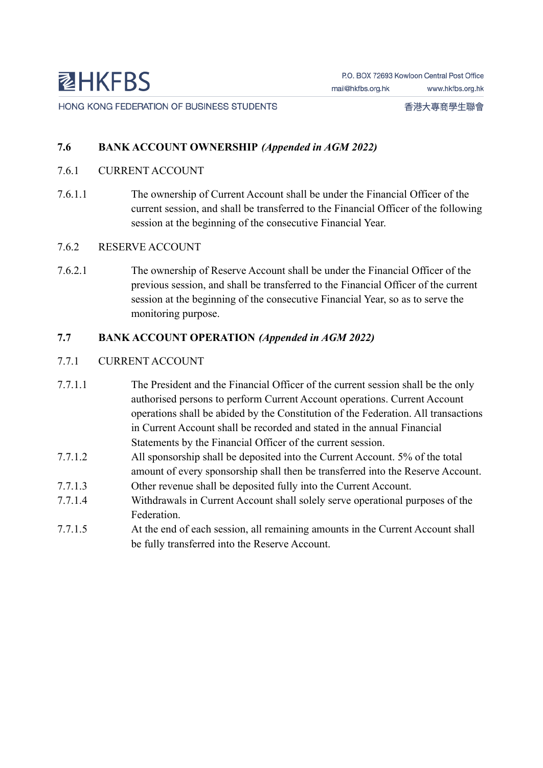## 7.6 BANK ACCOUNT OWNERSHIP *(Appended in AGM 2022)*

### 7.6.1 CURRENT ACCOUNT

7.6.1.1 The ownership of Current Account shall be under the Financial Officer of the current session, and shall be transferred to the Financial Officer of the following session at the beginning of the consecutive Financial Year.

### 7.6.2 RESERVE ACCOUNT

7.6.2.1 The ownership of Reserve Account shall be under the Financial Officer of the previous session, and shall be transferred to the Financial Officer of the current session at the beginning of the consecutive Financial Year, so as to serve the monitoring purpose.

## 7.7 BANK ACCOUNT OPERATION *(Appended in AGM 2022)*

### 7.7.1 CURRENT ACCOUNT

7.7.1.1 The President and the Financial Officer of the current session shall be the only authorised persons to perform Current Account operations. Current Account operations shall be abided by the Constitution of the Federation. All transactions in Current Account shall be recorded and stated in the annual Financial Statements by the Financial Officer of the current session.

7.7.1.2 All sponsorship shall be deposited into the Current Account. 5% of the total amount of every sponsorship shall then be transferred into the Reserve Account.

7.7.1.3 Other revenue shall be deposited fully into the Current Account.

7.7.1.4 Withdrawals in Current Account shall solely serve operational purposes of the Federation.

7.7.1.5 At the end of each session, all remaining amounts in the Current Account shall be fully transferred into the Reserve Account.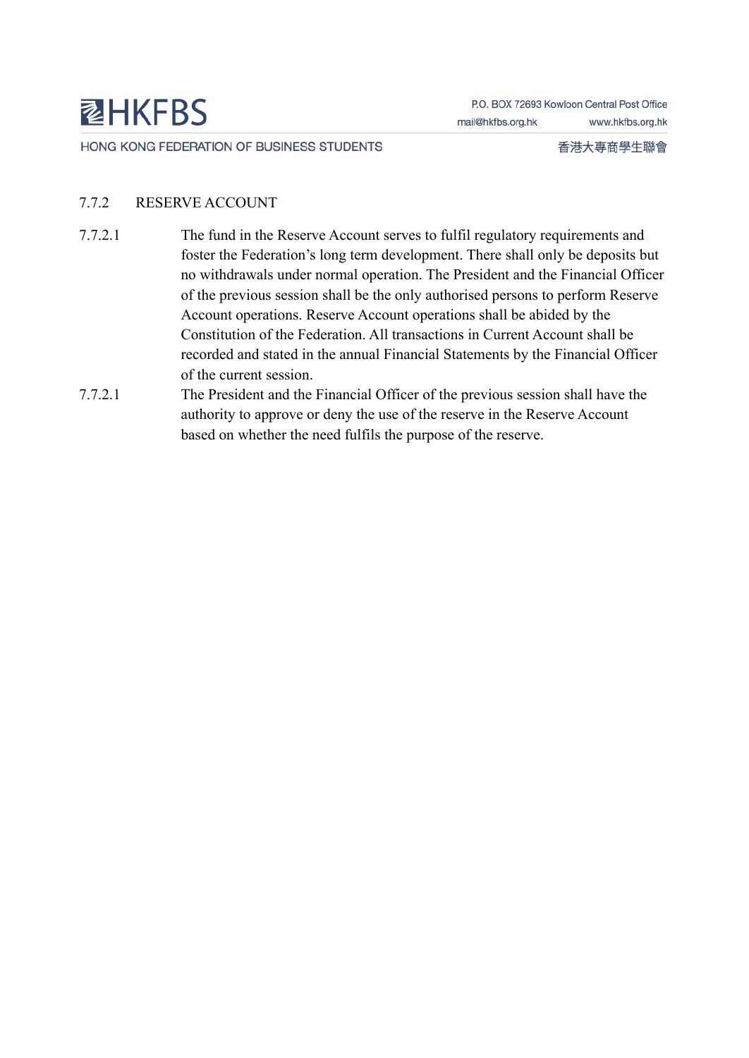### 7.7.2 RESERVE ACCOUNT

7.7.2.1 The fund in the Reserve Account serves to fulfil regulatory requirements and foster the Federation's long term development. There shall only be deposits but no withdrawals under normal operation. The President and the Financial Officer of the previous session shall be the only authorised persons to perform Reserve Account operations. Reserve Account operations shall be abided by the Constitution of the Federation. All transactions in Current Account shall be recorded and stated in the annual Financial Statements by the Financial Officer of the current session.

7.7.2.1 The President and the Financial Officer of the previous session shall have the authority to approve or deny the use of the reserve in the Reserve Account based on whether the need fulfils the purpose of the reserve.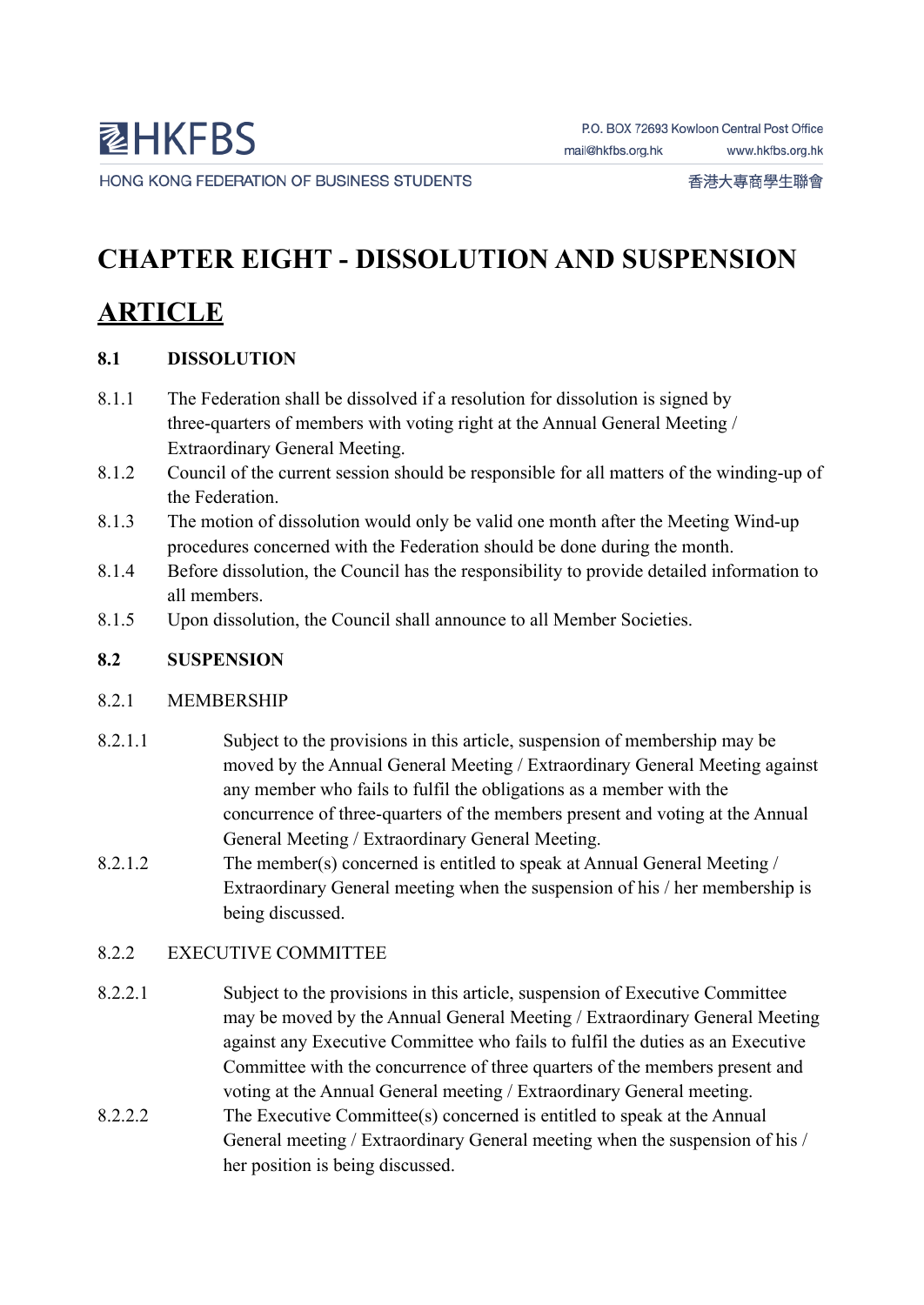# CHAPTER EIGHT - DISSOLUTION AND SUSPENSION

## ARTICLE

**8.1 DISSOLUTION**

8.1.1 The Federation shall be dissolved if a resolution for dissolution is signed by three-quarters of members with voting right at the Annual General Meeting / Extraordinary General Meeting.

8.1.2 Council of the current session should be responsible for all matters of the winding-up of the Federation.

8.1.3 The motion of dissolution would only be valid one month after the Meeting Wind-up procedures concerned with the Federation should be done during the month.

8.1.4 Before dissolution, the Council has the responsibility to provide detailed information to all members.

8.1.5 Upon dissolution, the Council shall announce to all Member Societies.

**8.2 SUSPENSION**

8.2.1 MEMBERSHIP

8.2.1.1 Subject to the provisions in this article, suspension of membership may be moved by the Annual General Meeting / Extraordinary General Meeting against any member who fails to fulfil the obligations as a member with the concurrence of three-quarters of the members present and voting at the Annual General Meeting / Extraordinary General Meeting.

8.2.1.2 The member(s) concerned is entitled to speak at Annual General Meeting / Extraordinary General meeting when the suspension of his / her membership is being discussed.

8.2.2 EXECUTIVE COMMITTEE

8.2.2.1 Subject to the provisions in this article, suspension of Executive Committee may be moved by the Annual General Meeting / Extraordinary General Meeting against any Executive Committee who fails to fulfil the duties as an Executive Committee with the concurrence of three quarters of the members present and voting at the Annual General meeting / Extraordinary General meeting.

8.2.2.2 The Executive Committee(s) concerned is entitled to speak at the Annual General meeting / Extraordinary General meeting when the suspension of his / her position is being discussed.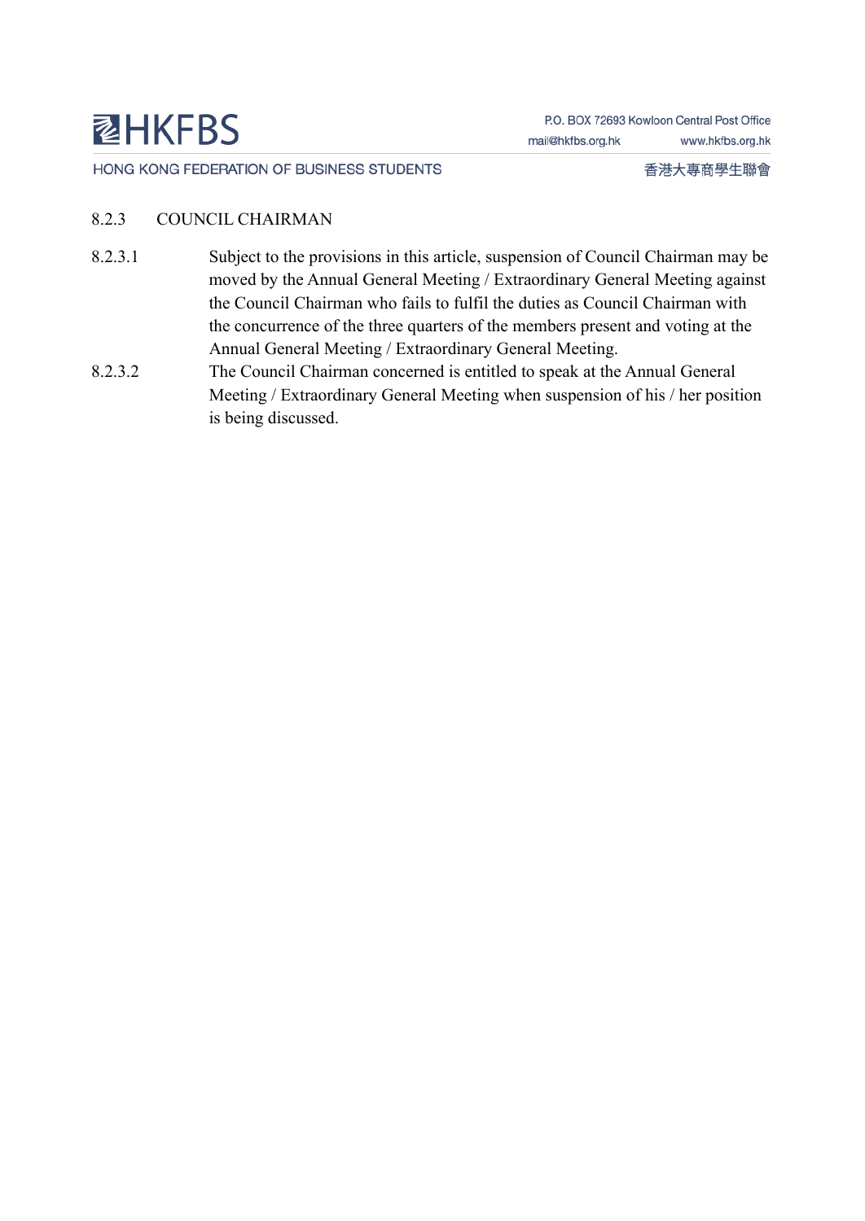### 8.2.3 COUNCIL CHAIRMAN

8.2.3.1 Subject to the provisions in this article, suspension of Council Chairman may be moved by the Annual General Meeting / Extraordinary General Meeting against the Council Chairman who fails to fulfil the duties as Council Chairman with the concurrence of the three quarters of the members present and voting at the Annual General Meeting / Extraordinary General Meeting.

8.2.3.2 The Council Chairman concerned is entitled to speak at the Annual General Meeting / Extraordinary General Meeting when suspension of his / her position is being discussed.